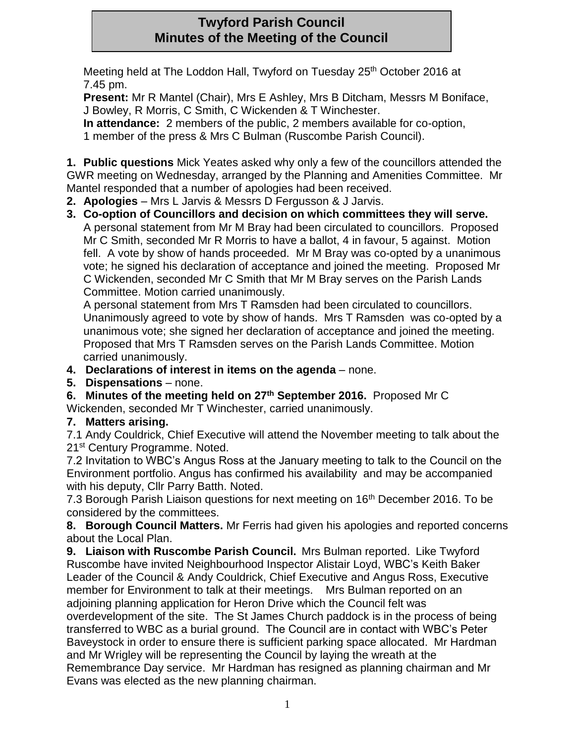# Twyford Parish Council
# Minutes of the Meeting of the Council

Meeting held at The Loddon Hall, Twyford on Tuesday 25th October 2016 at 7.45 pm.

**Present:** Mr R Mantel (Chair), Mrs E Ashley, Mrs B Ditcham, Messrs M Boniface, J Bowley, R Morris, C Smith, C Wickenden & T Winchester.

**In attendance:** 2 members of the public, 2 members available for co-option, 1 member of the press & Mrs C Bulman (Ruscombe Parish Council).

**1. Public questions** Mick Yeates asked why only a few of the councillors attended the GWR meeting on Wednesday, arranged by the Planning and Amenities Committee. Mr Mantel responded that a number of apologies had been received.

**2. Apologies** – Mrs L Jarvis & Messrs D Fergusson & J Jarvis.

**3. Co-option of Councillors and decision on which committees they will serve.**
A personal statement from Mr M Bray had been circulated to councillors. Proposed Mr C Smith, seconded Mr R Morris to have a ballot, 4 in favour, 5 against. Motion fell. A vote by show of hands proceeded. Mr M Bray was co-opted by a unanimous vote; he signed his declaration of acceptance and joined the meeting. Proposed Mr C Wickenden, seconded Mr C Smith that Mr M Bray serves on the Parish Lands Committee. Motion carried unanimously.
A personal statement from Mrs T Ramsden had been circulated to councillors. Unanimously agreed to vote by show of hands. Mrs T Ramsden was co-opted by a unanimous vote; she signed her declaration of acceptance and joined the meeting. Proposed that Mrs T Ramsden serves on the Parish Lands Committee. Motion carried unanimously.

**4. Declarations of interest in items on the agenda** – none.

**5. Dispensations** – none.

**6. Minutes of the meeting held on 27th September 2016.** Proposed Mr C Wickenden, seconded Mr T Winchester, carried unanimously.

**7. Matters arising.**

7.1 Andy Couldrick, Chief Executive will attend the November meeting to talk about the 21st Century Programme. Noted.

7.2 Invitation to WBC's Angus Ross at the January meeting to talk to the Council on the Environment portfolio. Angus has confirmed his availability and may be accompanied with his deputy, Cllr Parry Batth. Noted.

7.3 Borough Parish Liaison questions for next meeting on 16th December 2016. To be considered by the committees.

**8. Borough Council Matters.** Mr Ferris had given his apologies and reported concerns about the Local Plan.

**9. Liaison with Ruscombe Parish Council.** Mrs Bulman reported. Like Twyford Ruscombe have invited Neighbourhood Inspector Alistair Loyd, WBC's Keith Baker Leader of the Council & Andy Couldrick, Chief Executive and Angus Ross, Executive member for Environment to talk at their meetings. Mrs Bulman reported on an adjoining planning application for Heron Drive which the Council felt was overdevelopment of the site. The St James Church paddock is in the process of being transferred to WBC as a burial ground. The Council are in contact with WBC's Peter Baveystock in order to ensure there is sufficient parking space allocated. Mr Hardman and Mr Wrigley will be representing the Council by laying the wreath at the Remembrance Day service. Mr Hardman has resigned as planning chairman and Mr Evans was elected as the new planning chairman.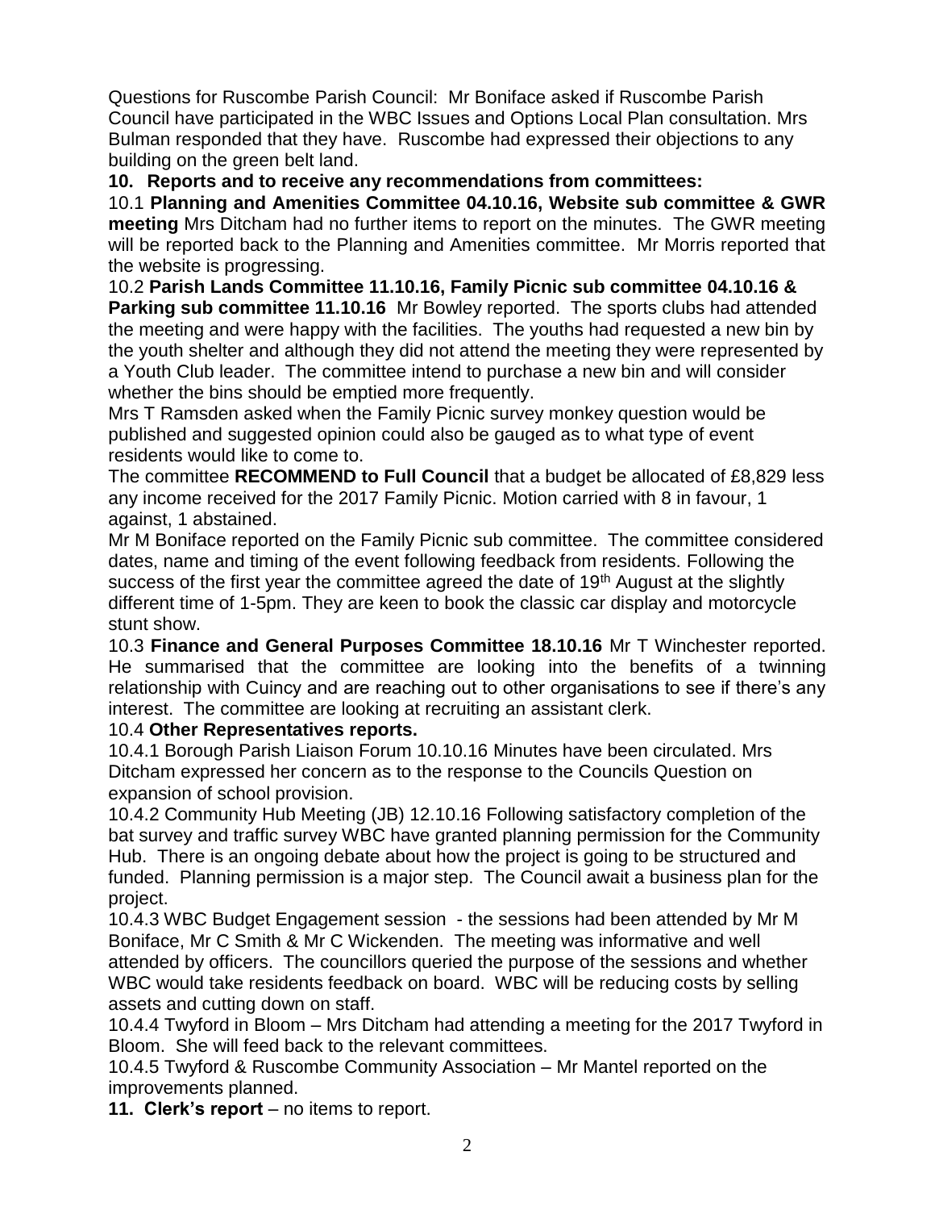Questions for Ruscombe Parish Council: Mr Boniface asked if Ruscombe Parish Council have participated in the WBC Issues and Options Local Plan consultation. Mrs Bulman responded that they have. Ruscombe had expressed their objections to any building on the green belt land.

**10. Reports and to receive any recommendations from committees:**

10.1 **Planning and Amenities Committee 04.10.16, Website sub committee & GWR meeting** Mrs Ditcham had no further items to report on the minutes. The GWR meeting will be reported back to the Planning and Amenities committee. Mr Morris reported that the website is progressing.

10.2 **Parish Lands Committee 11.10.16, Family Picnic sub committee 04.10.16 & Parking sub committee 11.10.16** Mr Bowley reported. The sports clubs had attended the meeting and were happy with the facilities. The youths had requested a new bin by the youth shelter and although they did not attend the meeting they were represented by a Youth Club leader. The committee intend to purchase a new bin and will consider whether the bins should be emptied more frequently.

Mrs T Ramsden asked when the Family Picnic survey monkey question would be published and suggested opinion could also be gauged as to what type of event residents would like to come to.

The committee **RECOMMEND to Full Council** that a budget be allocated of £8,829 less any income received for the 2017 Family Picnic. Motion carried with 8 in favour, 1 against, 1 abstained.

Mr M Boniface reported on the Family Picnic sub committee. The committee considered dates, name and timing of the event following feedback from residents. Following the success of the first year the committee agreed the date of 19th August at the slightly different time of 1-5pm. They are keen to book the classic car display and motorcycle stunt show.

10.3 **Finance and General Purposes Committee 18.10.16** Mr T Winchester reported. He summarised that the committee are looking into the benefits of a twinning relationship with Cuincy and are reaching out to other organisations to see if there's any interest. The committee are looking at recruiting an assistant clerk.

10.4 **Other Representatives reports.**

10.4.1 Borough Parish Liaison Forum 10.10.16 Minutes have been circulated. Mrs Ditcham expressed her concern as to the response to the Councils Question on expansion of school provision.

10.4.2 Community Hub Meeting (JB) 12.10.16 Following satisfactory completion of the bat survey and traffic survey WBC have granted planning permission for the Community Hub. There is an ongoing debate about how the project is going to be structured and funded. Planning permission is a major step. The Council await a business plan for the project.

10.4.3 WBC Budget Engagement session - the sessions had been attended by Mr M Boniface, Mr C Smith & Mr C Wickenden. The meeting was informative and well attended by officers. The councillors queried the purpose of the sessions and whether WBC would take residents feedback on board. WBC will be reducing costs by selling assets and cutting down on staff.

10.4.4 Twyford in Bloom – Mrs Ditcham had attending a meeting for the 2017 Twyford in Bloom. She will feed back to the relevant committees.

10.4.5 Twyford & Ruscombe Community Association – Mr Mantel reported on the improvements planned.

**11. Clerk's report** – no items to report.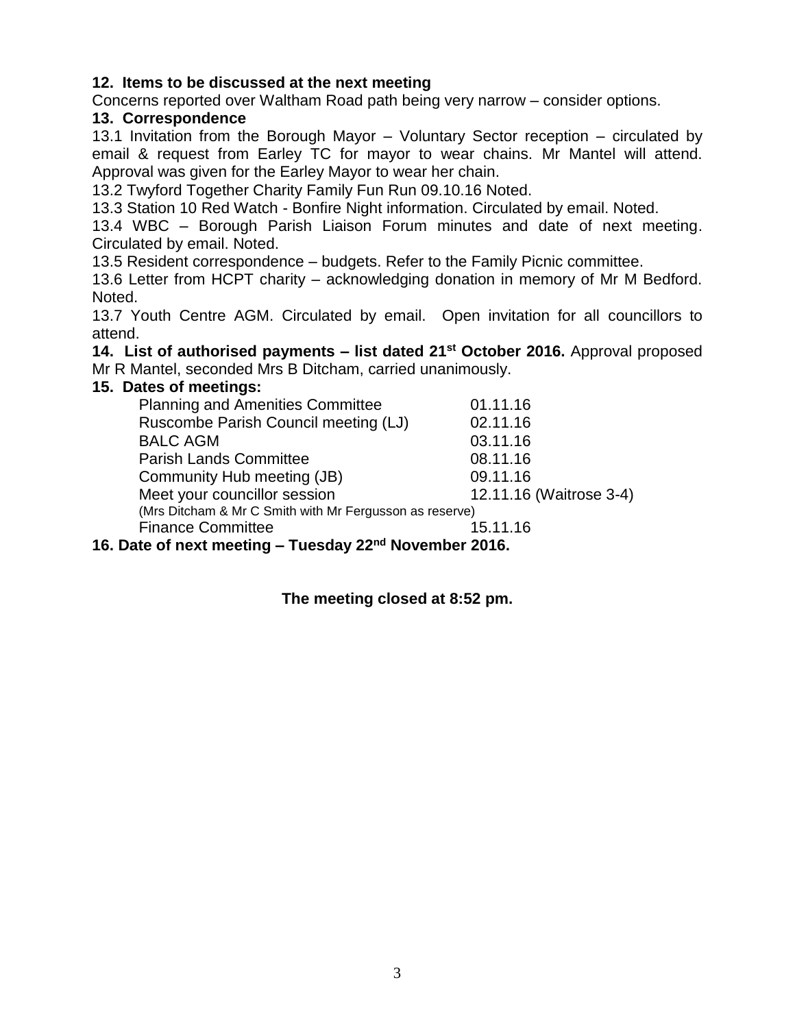**12. Items to be discussed at the next meeting**

Concerns reported over Waltham Road path being very narrow – consider options.

**13. Correspondence**

13.1 Invitation from the Borough Mayor – Voluntary Sector reception – circulated by email & request from Earley TC for mayor to wear chains. Mr Mantel will attend. Approval was given for the Earley Mayor to wear her chain.

13.2 Twyford Together Charity Family Fun Run 09.10.16 Noted.

13.3 Station 10 Red Watch - Bonfire Night information. Circulated by email. Noted.

13.4 WBC – Borough Parish Liaison Forum minutes and date of next meeting. Circulated by email. Noted.

13.5 Resident correspondence – budgets. Refer to the Family Picnic committee.

13.6 Letter from HCPT charity – acknowledging donation in memory of Mr M Bedford. Noted.

13.7 Youth Centre AGM. Circulated by email. Open invitation for all councillors to attend.

**14. List of authorised payments – list dated 21st October 2016.** Approval proposed Mr R Mantel, seconded Mrs B Ditcham, carried unanimously.

**15. Dates of meetings:**

| | |
|---|---|
| Planning and Amenities Committee | 01.11.16 |
| Ruscombe Parish Council meeting (LJ) | 02.11.16 |
| BALC AGM | 03.11.16 |
| Parish Lands Committee | 08.11.16 |
| Community Hub meeting (JB) | 09.11.16 |
| Meet your councillor session | 12.11.16 (Waitrose 3-4) |
| (Mrs Ditcham & Mr C Smith with Mr Fergusson as reserve) | |
| Finance Committee | 15.11.16 |

**16. Date of next meeting – Tuesday 22nd November 2016.**

**The meeting closed at 8:52 pm.**